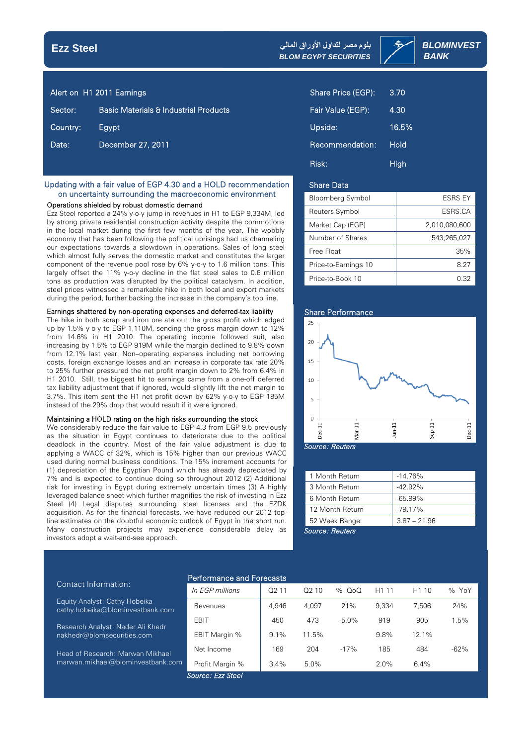# Ezz Steel

بلوم مصر لتداول الأوراق المالي
BLOM EGYPT SECURITIES

BLOMINVEST BANK

| | |
|---|---|
| Alert on H1 2011 Earnings | |
| Sector: | Basic Materials & Industrial Products |
| Country: | Egypt |
| Date: | December 27, 2011 |

| | |
|---|---|
| Share Price (EGP): | 3.70 |
| Fair Value (EGP): | 4.30 |
| Upside: | 16.5% |
| Recommendation: | Hold |
| Risk: | High |

## Updating with a fair value of EGP 4.30 and a HOLD recommendation on uncertainty surrounding the macroeconomic environment

### Operations shielded by robust domestic demand

Ezz Steel reported a 24% y-o-y jump in revenues in H1 to EGP 9,334M, led by strong private residential construction activity despite the commotions in the local market during the first few months of the year. The wobbly economy that has been following the political uprisings had us channeling our expectations towards a slowdown in operations. Sales of long steel which almost fully serves the domestic market and constitutes the larger component of the revenue pool rose by 6% y-o-y to 1.6 million tons. This largely offset the 11% y-o-y decline in the flat steel sales to 0.6 million tons as production was disrupted by the political cataclysm. In addition, steel prices witnessed a remarkable hike in both local and export markets during the period, further backing the increase in the company's top line.

### Earnings shattered by non-operating expenses and deferred-tax liability

The hike in both scrap and iron ore ate out the gross profit which edged up by 1.5% y-o-y to EGP 1,110M, sending the gross margin down to 12% from 14.6% in H1 2010. The operating income followed suit, also increasing by 1.5% to EGP 919M while the margin declined to 9.8% down from 12.1% last year. Non–operating expenses including net borrowing costs, foreign exchange losses and an increase in corporate tax rate 20% to 25% further pressured the net profit margin down to 2% from 6.4% in H1 2010. Still, the biggest hit to earnings came from a one-off deferred tax liability adjustment that if ignored, would slightly lift the net margin to 3.7%. This item sent the H1 net profit down by 62% y-o-y to EGP 185M instead of the 29% drop that would result if it were ignored.

### Maintaining a HOLD rating on the high risks surrounding the stock

We considerably reduce the fair value to EGP 4.3 from EGP 9.5 previously as the situation in Egypt continues to deteriorate due to the political deadlock in the country. Most of the fair value adjustment is due to applying a WACC of 32%, which is 15% higher than our previous WACC used during normal business conditions. The 15% increment accounts for (1) depreciation of the Egyptian Pound which has already depreciated by 7% and is expected to continue doing so throughout 2012 (2) Additional risk for investing in Egypt during extremely uncertain times (3) A highly leveraged balance sheet which further magnifies the risk of investing in Ezz Steel (4) Legal disputes surrounding steel licenses and the EZDK acquisition. As for the financial forecasts, we have reduced our 2012 top-line estimates on the doubtful economic outlook of Egypt in the short run. Many construction projects may experience considerable delay as investors adopt a wait-and-see approach.

### Share Data

| | |
|---|---|
| Bloomberg Symbol | ESRS EY |
| Reuters Symbol | ESRS.CA |
| Market Cap (EGP) | 2,010,080,600 |
| Number of Shares | 543,265,027 |
| Free Float | 35% |
| Price-to-Earnings 10 | 8.27 |
| Price-to-Book 10 | 0.32 |

### Share Performance

*Source: Reuters*

| | |
|---|---|
| 1 Month Return | -14.76% |
| 3 Month Return | -42.92% |
| 6 Month Return | -65.99% |
| 12 Month Return | -79.17% |
| 52 Week Range | 3.87 – 21.96 |

*Source: Reuters*

### Contact Information:

Equity Analyst: Cathy Hobeika
cathy.hobeika@blominvestbank.com

Research Analyst: Nader Ali Khedr
nakhedr@blomsecurities.com

Head of Research: Marwan Mikhael
marwan.mikhael@blominvestbank.com

### Performance and Forecasts

| *In EGP millions* | Q2 11 | Q2 10 | % QoQ | H1 11 | H1 10 | % YoY |
|---|---|---|---|---|---|---|
| Revenues | 4,946 | 4,097 | 21% | 9,334 | 7,506 | 24% |
| EBIT | 450 | 473 | -5.0% | 919 | 905 | 1.5% |
| EBIT Margin % | 9.1% | 11.5% | | 9.8% | 12.1% | |
| Net Income | 169 | 204 | -17% | 185 | 484 | -62% |
| Profit Margin % | 3.4% | 5.0% | | 2.0% | 6.4% | |

*Source: Ezz Steel*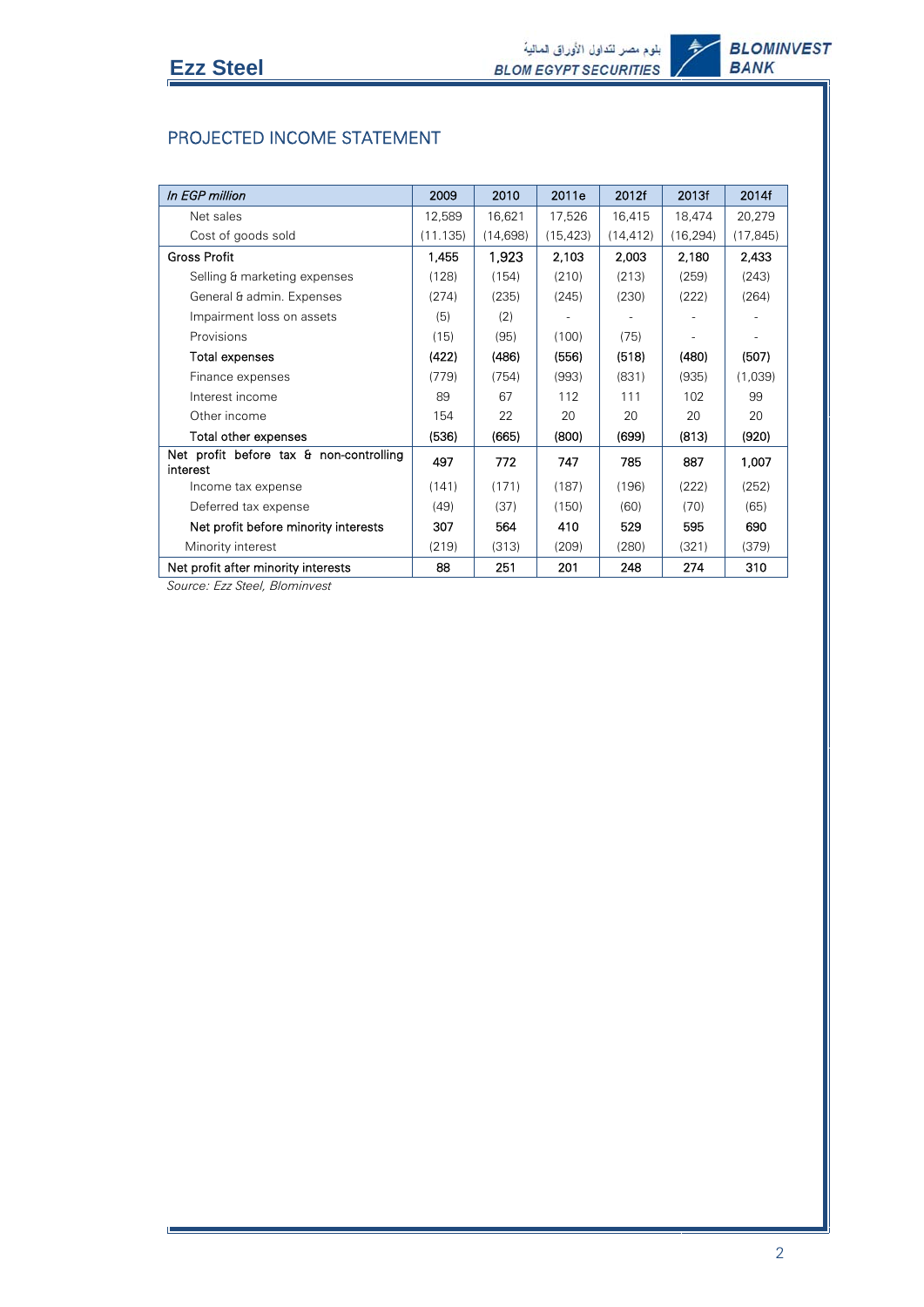## PROJECTED INCOME STATEMENT

| *In EGP million* | 2009 | 2010 | 2011e | 2012f | 2013f | 2014f |
|---|---|---|---|---|---|---|
| Net sales | 12,589 | 16,621 | 17,526 | 16,415 | 18,474 | 20,279 |
| Cost of goods sold | (11.135) | (14,698) | (15,423) | (14,412) | (16,294) | (17,845) |
| Gross Profit | 1,455 | 1,923 | 2,103 | 2,003 | 2,180 | 2,433 |
| Selling & marketing expenses | (128) | (154) | (210) | (213) | (259) | (243) |
| General & admin. Expenses | (274) | (235) | (245) | (230) | (222) | (264) |
| Impairment loss on assets | (5) | (2) | - | - | - | - |
| Provisions | (15) | (95) | (100) | (75) | - | - |
| Total expenses | (422) | (486) | (556) | (518) | (480) | (507) |
| Finance expenses | (779) | (754) | (993) | (831) | (935) | (1,039) |
| Interest income | 89 | 67 | 112 | 111 | 102 | 99 |
| Other income | 154 | 22 | 20 | 20 | 20 | 20 |
| Total other expenses | (536) | (665) | (800) | (699) | (813) | (920) |
| Net profit before tax & non-controlling interest | 497 | 772 | 747 | 785 | 887 | 1,007 |
| Income tax expense | (141) | (171) | (187) | (196) | (222) | (252) |
| Deferred tax expense | (49) | (37) | (150) | (60) | (70) | (65) |
| Net profit before minority interests | 307 | 564 | 410 | 529 | 595 | 690 |
| Minority interest | (219) | (313) | (209) | (280) | (321) | (379) |
| Net profit after minority interests | 88 | 251 | 201 | 248 | 274 | 310 |

*Source: Ezz Steel, Blominvest*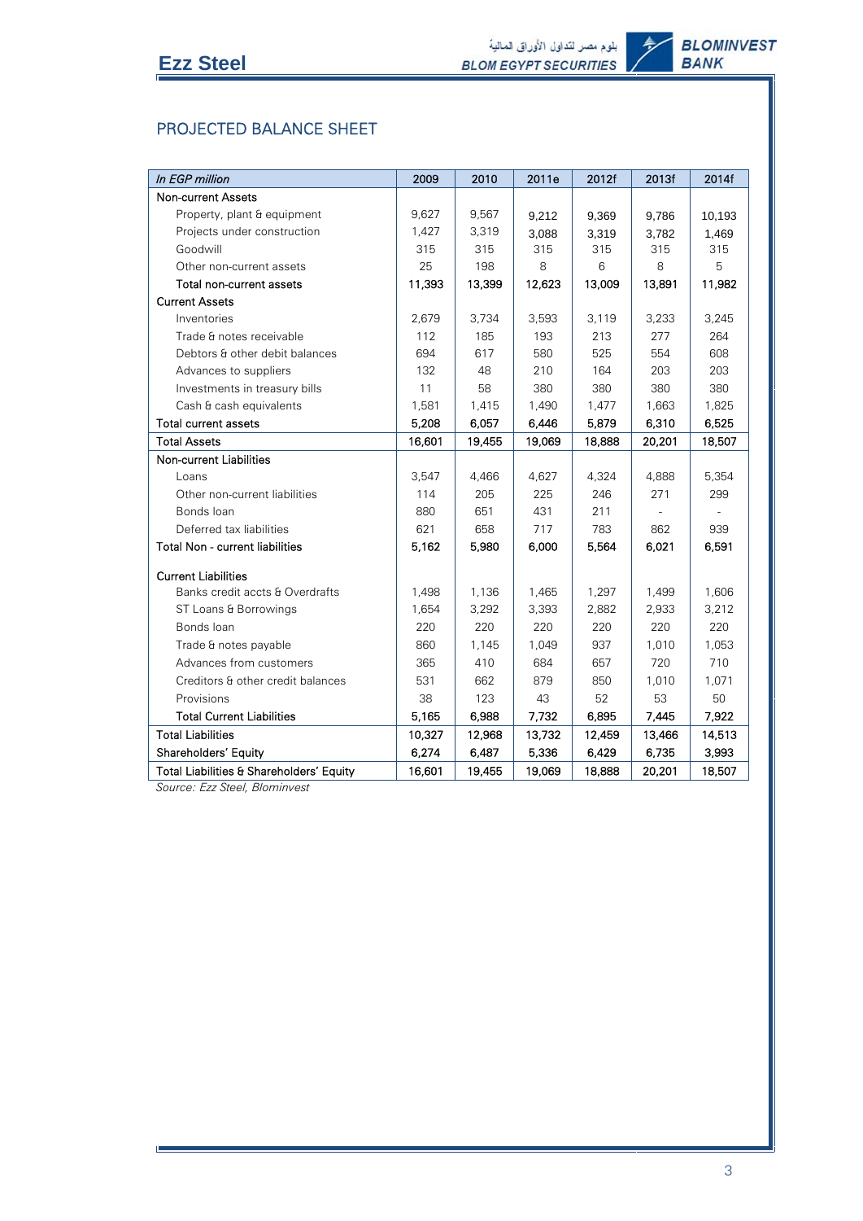## PROJECTED BALANCE SHEET

| *In EGP million* | 2009 | 2010 | 2011e | 2012f | 2013f | 2014f |
|---|---|---|---|---|---|---|
| Non-current Assets | | | | | | |
| Property, plant & equipment | 9,627 | 9,567 | 9,212 | 9,369 | 9,786 | 10,193 |
| Projects under construction | 1,427 | 3,319 | 3,088 | 3,319 | 3,782 | 1,469 |
| Goodwill | 315 | 315 | 315 | 315 | 315 | 315 |
| Other non-current assets | 25 | 198 | 8 | 6 | 8 | 5 |
| Total non-current assets | 11,393 | 13,399 | 12,623 | 13,009 | 13,891 | 11,982 |
| Current Assets | | | | | | |
| Inventories | 2,679 | 3,734 | 3,593 | 3,119 | 3,233 | 3,245 |
| Trade & notes receivable | 112 | 185 | 193 | 213 | 277 | 264 |
| Debtors & other debit balances | 694 | 617 | 580 | 525 | 554 | 608 |
| Advances to suppliers | 132 | 48 | 210 | 164 | 203 | 203 |
| Investments in treasury bills | 11 | 58 | 380 | 380 | 380 | 380 |
| Cash & cash equivalents | 1,581 | 1,415 | 1,490 | 1,477 | 1,663 | 1,825 |
| Total current assets | 5,208 | 6,057 | 6,446 | 5,879 | 6,310 | 6,525 |
| Total Assets | 16,601 | 19,455 | 19,069 | 18,888 | 20,201 | 18,507 |
| Non-current Liabilities | | | | | | |
| Loans | 3,547 | 4,466 | 4,627 | 4,324 | 4,888 | 5,354 |
| Other non-current liabilities | 114 | 205 | 225 | 246 | 271 | 299 |
| Bonds loan | 880 | 651 | 431 | 211 | - | - |
| Deferred tax liabilities | 621 | 658 | 717 | 783 | 862 | 939 |
| Total Non - current liabilities | 5,162 | 5,980 | 6,000 | 5,564 | 6,021 | 6,591 |
| Current Liabilities | | | | | | |
| Banks credit accts & Overdrafts | 1,498 | 1,136 | 1,465 | 1,297 | 1,499 | 1,606 |
| ST Loans & Borrowings | 1,654 | 3,292 | 3,393 | 2,882 | 2,933 | 3,212 |
| Bonds loan | 220 | 220 | 220 | 220 | 220 | 220 |
| Trade & notes payable | 860 | 1,145 | 1,049 | 937 | 1,010 | 1,053 |
| Advances from customers | 365 | 410 | 684 | 657 | 720 | 710 |
| Creditors & other credit balances | 531 | 662 | 879 | 850 | 1,010 | 1,071 |
| Provisions | 38 | 123 | 43 | 52 | 53 | 50 |
| Total Current Liabilities | 5,165 | 6,988 | 7,732 | 6,895 | 7,445 | 7,922 |
| Total Liabilities | 10,327 | 12,968 | 13,732 | 12,459 | 13,466 | 14,513 |
| Shareholders' Equity | 6,274 | 6,487 | 5,336 | 6,429 | 6,735 | 3,993 |
| Total Liabilities & Shareholders' Equity | 16,601 | 19,455 | 19,069 | 18,888 | 20,201 | 18,507 |

*Source: Ezz Steel, Blominvest*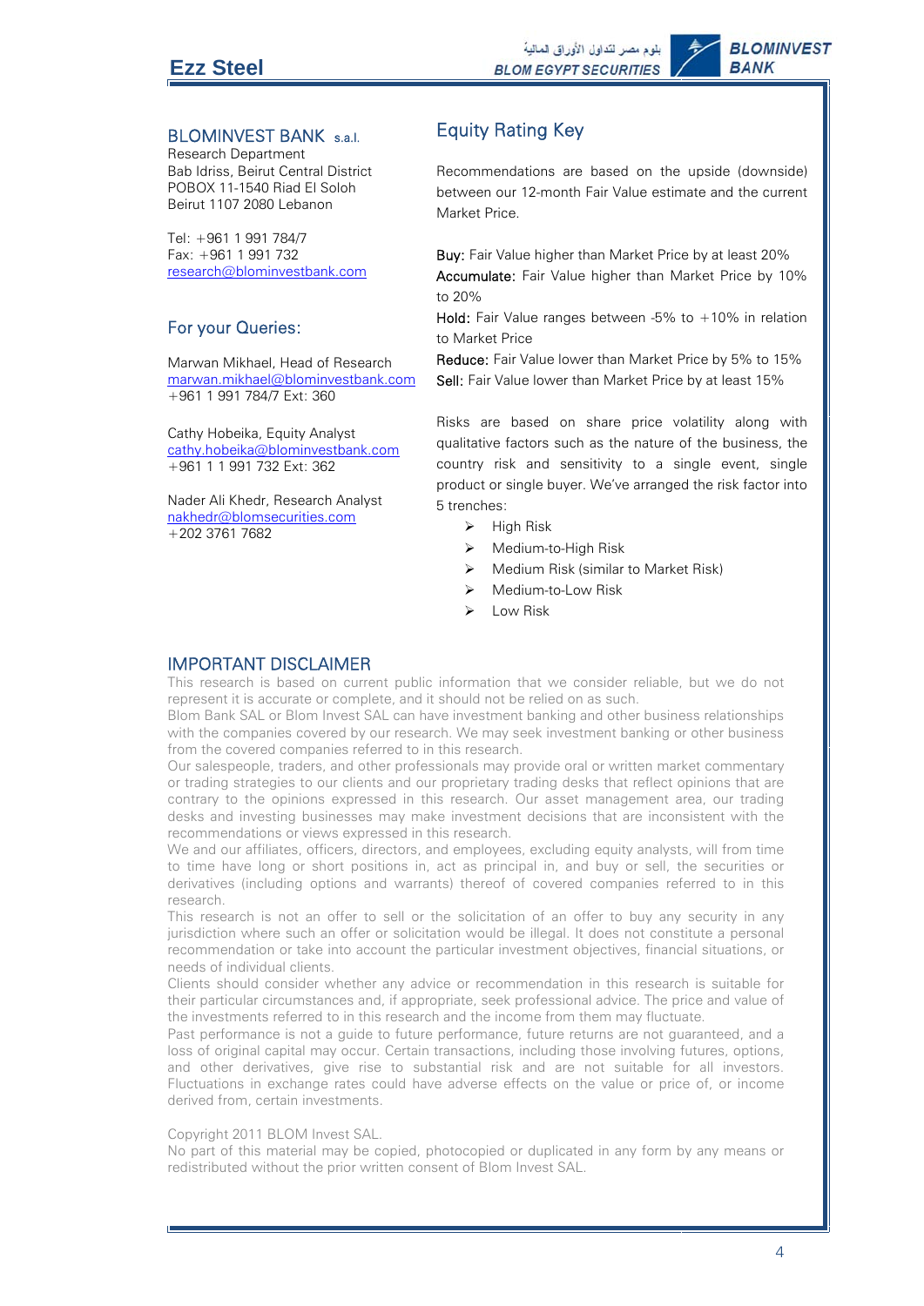## BLOMINVEST BANK s.a.l.

Research Department
Bab Idriss, Beirut Central District
POBOX 11-1540 Riad El Soloh
Beirut 1107 2080 Lebanon

Tel: +961 1 991 784/7
Fax: +961 1 991 732
research@blominvestbank.com

### For your Queries:

Marwan Mikhael, Head of Research
marwan.mikhael@blominvestbank.com
+961 1 991 784/7 Ext: 360

Cathy Hobeika, Equity Analyst
cathy.hobeika@blominvestbank.com
+961 1 1 991 732 Ext: 362

Nader Ali Khedr, Research Analyst
nakhedr@blomsecurities.com
+202 3761 7682

## Equity Rating Key

Recommendations are based on the upside (downside) between our 12-month Fair Value estimate and the current Market Price.

**Buy:** Fair Value higher than Market Price by at least 20%
**Accumulate:** Fair Value higher than Market Price by 10% to 20%
**Hold:** Fair Value ranges between -5% to +10% in relation to Market Price
**Reduce:** Fair Value lower than Market Price by 5% to 15%
**Sell:** Fair Value lower than Market Price by at least 15%

Risks are based on share price volatility along with qualitative factors such as the nature of the business, the country risk and sensitivity to a single event, single product or single buyer. We've arranged the risk factor into 5 trenches:

- High Risk
- Medium-to-High Risk
- Medium Risk (similar to Market Risk)
- Medium-to-Low Risk
- Low Risk

## IMPORTANT DISCLAIMER

This research is based on current public information that we consider reliable, but we do not represent it is accurate or complete, and it should not be relied on as such.
Blom Bank SAL or Blom Invest SAL can have investment banking and other business relationships with the companies covered by our research. We may seek investment banking or other business from the covered companies referred to in this research.
Our salespeople, traders, and other professionals may provide oral or written market commentary or trading strategies to our clients and our proprietary trading desks that reflect opinions that are contrary to the opinions expressed in this research. Our asset management area, our trading desks and investing businesses may make investment decisions that are inconsistent with the recommendations or views expressed in this research.
We and our affiliates, officers, directors, and employees, excluding equity analysts, will from time to time have long or short positions in, act as principal in, and buy or sell, the securities or derivatives (including options and warrants) thereof of covered companies referred to in this research.
This research is not an offer to sell or the solicitation of an offer to buy any security in any jurisdiction where such an offer or solicitation would be illegal. It does not constitute a personal recommendation or take into account the particular investment objectives, financial situations, or needs of individual clients.
Clients should consider whether any advice or recommendation in this research is suitable for their particular circumstances and, if appropriate, seek professional advice. The price and value of the investments referred to in this research and the income from them may fluctuate.
Past performance is not a guide to future performance, future returns are not guaranteed, and a loss of original capital may occur. Certain transactions, including those involving futures, options, and other derivatives, give rise to substantial risk and are not suitable for all investors. Fluctuations in exchange rates could have adverse effects on the value or price of, or income derived from, certain investments.

Copyright 2011 BLOM Invest SAL.
No part of this material may be copied, photocopied or duplicated in any form by any means or redistributed without the prior written consent of Blom Invest SAL.